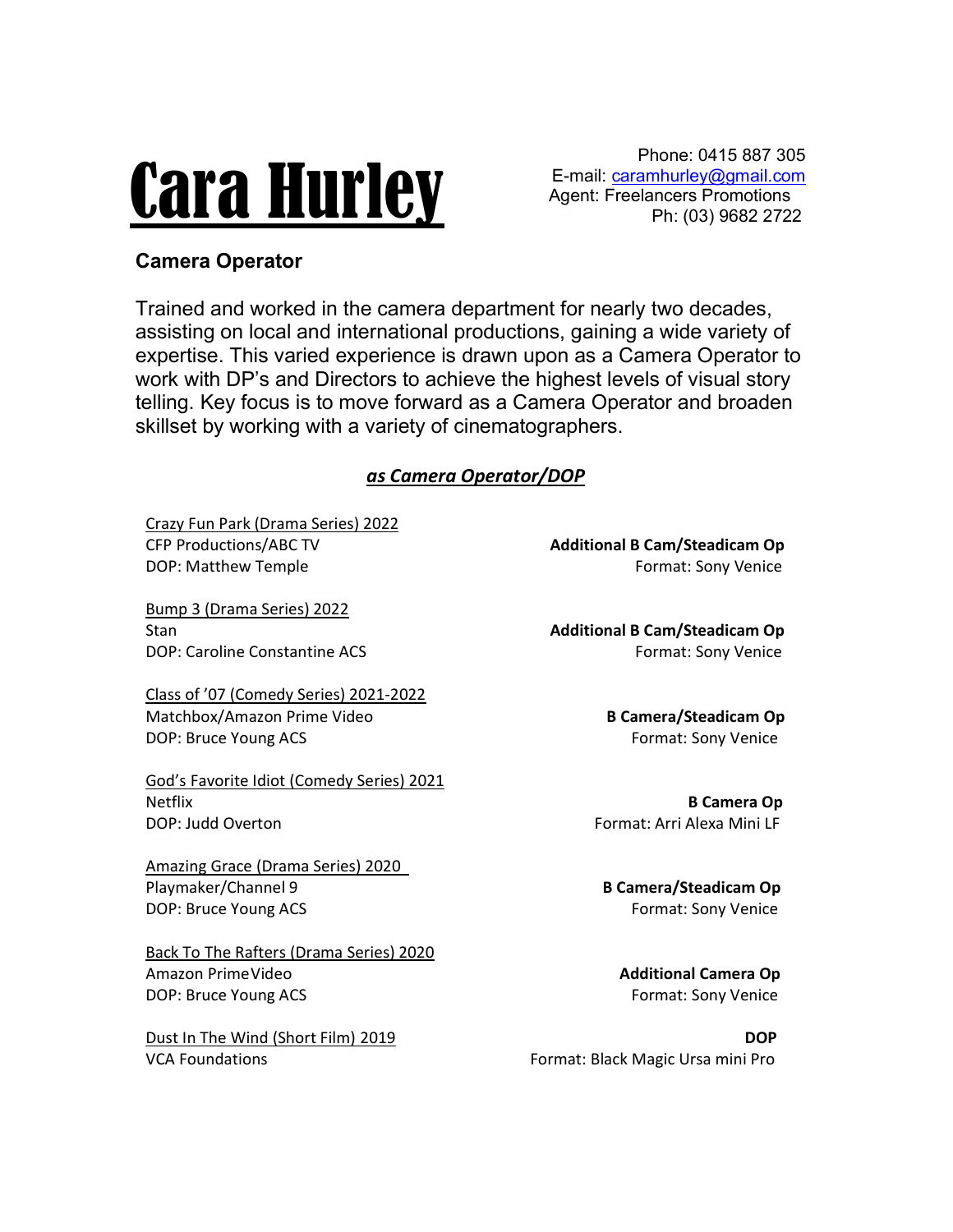# Cara Hurley

Phone: 0415 887 305
E-mail: caramhurley@gmail.com
Agent: Freelancers Promotions
Ph: (03) 9682 2722

### Camera Operator

Trained and worked in the camera department for nearly two decades, assisting on local and international productions, gaining a wide variety of expertise. This varied experience is drawn upon as a Camera Operator to work with DP's and Directors to achieve the highest levels of visual story telling. Key focus is to move forward as a Camera Operator and broaden skillset by working with a variety of cinematographers.

## ***as Camera Operator/DOP***

Crazy Fun Park (Drama Series) 2022
CFP Productions/ABC TV
DOP: Matthew Temple
**Additional B Cam/Steadicam Op**
Format: Sony Venice

Bump 3 (Drama Series) 2022
Stan
DOP: Caroline Constantine ACS
**Additional B Cam/Steadicam Op**
Format: Sony Venice

Class of '07 (Comedy Series) 2021-2022
Matchbox/Amazon Prime Video
DOP: Bruce Young ACS
**B Camera/Steadicam Op**
Format: Sony Venice

God's Favorite Idiot (Comedy Series) 2021
Netflix
DOP: Judd Overton
**B Camera Op**
Format: Arri Alexa Mini LF

Amazing Grace (Drama Series) 2020
Playmaker/Channel 9
DOP: Bruce Young ACS
**B Camera/Steadicam Op**
Format: Sony Venice

Back To The Rafters (Drama Series) 2020
Amazon PrimeVideo
DOP: Bruce Young ACS
**Additional Camera Op**
Format: Sony Venice

Dust In The Wind (Short Film) 2019
VCA Foundations
**DOP**
Format: Black Magic Ursa mini Pro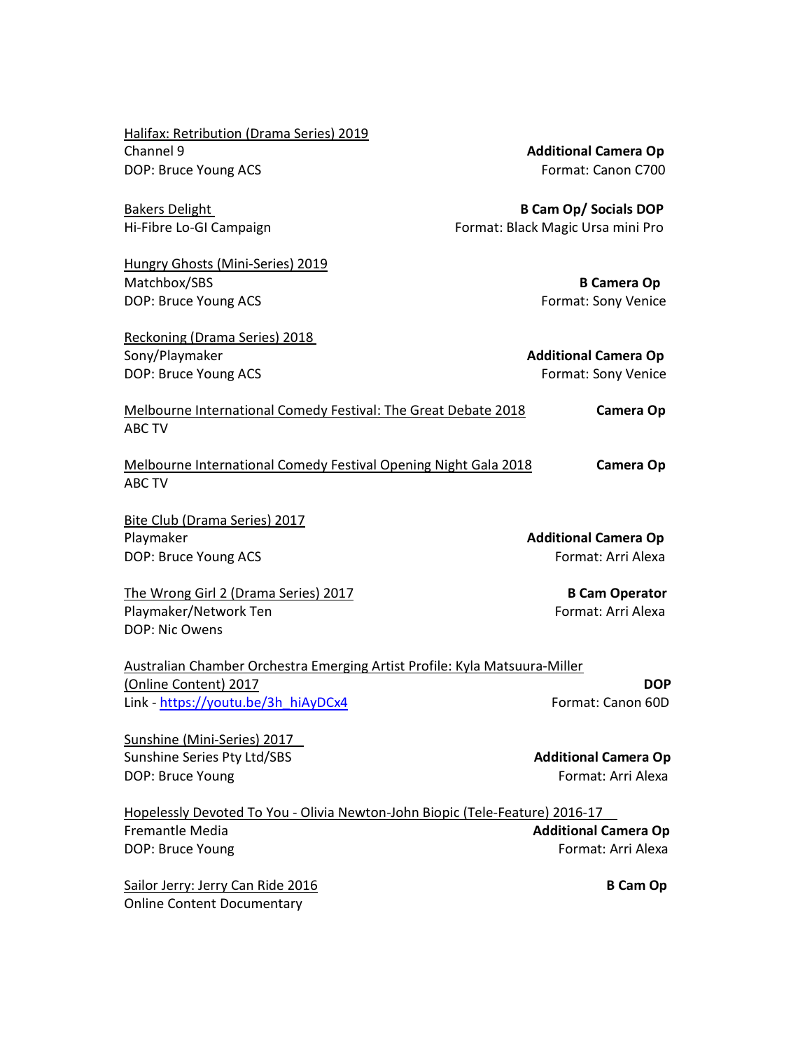Halifax: Retribution (Drama Series) 2019
Channel 9 — **Additional Camera Op**
DOP: Bruce Young ACS — Format: Canon C700

Bakers Delight — **B Cam Op/ Socials DOP**
Hi-Fibre Lo-GI Campaign — Format: Black Magic Ursa mini Pro

Hungry Ghosts (Mini-Series) 2019
Matchbox/SBS — **B Camera Op**
DOP: Bruce Young ACS — Format: Sony Venice

Reckoning (Drama Series) 2018
Sony/Playmaker — **Additional Camera Op**
DOP: Bruce Young ACS — Format: Sony Venice

Melbourne International Comedy Festival: The Great Debate 2018 — **Camera Op**
ABC TV

Melbourne International Comedy Festival Opening Night Gala 2018 — **Camera Op**
ABC TV

Bite Club (Drama Series) 2017
Playmaker — **Additional Camera Op**
DOP: Bruce Young ACS — Format: Arri Alexa

The Wrong Girl 2 (Drama Series) 2017 — **B Cam Operator**
Playmaker/Network Ten — Format: Arri Alexa
DOP: Nic Owens

Australian Chamber Orchestra Emerging Artist Profile: Kyla Matsuura-Miller (Online Content) 2017 — **DOP**
Link - https://youtu.be/3h_hiAyDCx4 — Format: Canon 60D

Sunshine (Mini-Series) 2017
Sunshine Series Pty Ltd/SBS — **Additional Camera Op**
DOP: Bruce Young — Format: Arri Alexa

Hopelessly Devoted To You - Olivia Newton-John Biopic (Tele-Feature) 2016-17
Fremantle Media — **Additional Camera Op**
DOP: Bruce Young — Format: Arri Alexa

Sailor Jerry: Jerry Can Ride 2016 — **B Cam Op**
Online Content Documentary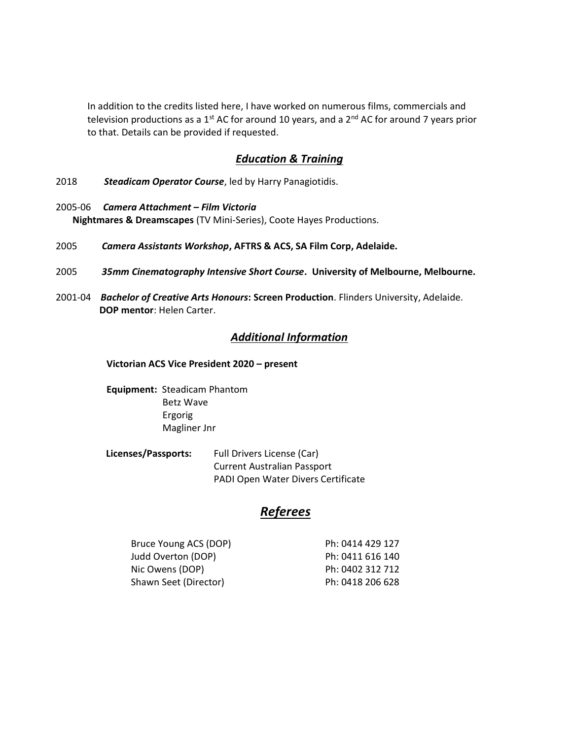In addition to the credits listed here, I have worked on numerous films, commercials and television productions as a 1st AC for around 10 years, and a 2nd AC for around 7 years prior to that. Details can be provided if requested.

## ***Education & Training***

2018 ***Steadicam Operator Course***, led by Harry Panagiotidis.

2005-06 ***Camera Attachment – Film Victoria***
**Nightmares & Dreamscapes** (TV Mini-Series), Coote Hayes Productions.

2005 ***Camera Assistants Workshop*****, AFTRS & ACS, SA Film Corp, Adelaide.**

2005 ***35mm Cinematography Intensive Short Course*****. University of Melbourne, Melbourne.**

2001-04 ***Bachelor of Creative Arts Honours*****: Screen Production**. Flinders University, Adelaide.
**DOP mentor**: Helen Carter.

## ***Additional Information***

**Victorian ACS Vice President 2020 – present**

**Equipment:** Steadicam Phantom
Betz Wave
Ergorig
Magliner Jnr

**Licenses/Passports:** Full Drivers License (Car)
Current Australian Passport
PADI Open Water Divers Certificate

# ***Referees***

| | |
|---|---|
| Bruce Young ACS (DOP) | Ph: 0414 429 127 |
| Judd Overton (DOP) | Ph: 0411 616 140 |
| Nic Owens (DOP) | Ph: 0402 312 712 |
| Shawn Seet (Director) | Ph: 0418 206 628 |